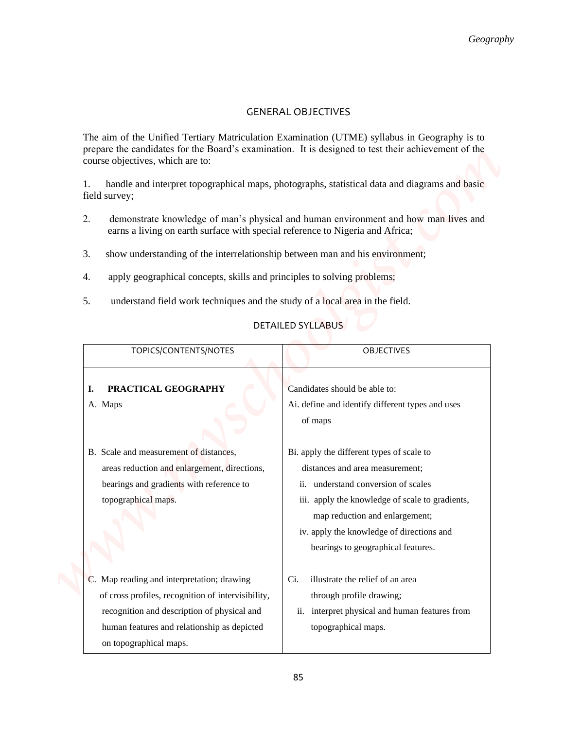## GENERAL OBJECTIVES

The aim of the Unified Tertiary Matriculation Examination (UTME) syllabus in Geography is to prepare the candidates for the Board's examination. It is designed to test their achievement of the course objectives, which are to:

1. handle and interpret topographical maps, photographs, statistical data and diagrams and basic field survey;
2. demonstrate knowledge of man's physical and human environment and how man lives and earns a living on earth surface with special reference to Nigeria and Africa;
3. show understanding of the interrelationship between man and his environment;
4. apply geographical concepts, skills and principles to solving problems;
5. understand field work techniques and the study of a local area in the field.

## DETAILED SYLLABUS

| TOPICS/CONTENTS/NOTES | OBJECTIVES |
|---|---|
| **I. PRACTICAL GEOGRAPHY** | Candidates should be able to: |
| A. Maps | Ai. define and identify different types and uses of maps |
| B. Scale and measurement of distances, areas reduction and enlargement, directions, bearings and gradients with reference to topographical maps. | Bi. apply the different types of scale to distances and area measurement;<br>ii. understand conversion of scales<br>iii. apply the knowledge of scale to gradients, map reduction and enlargement;<br>iv. apply the knowledge of directions and bearings to geographical features. |
| C. Map reading and interpretation; drawing of cross profiles, recognition of intervisibility, recognition and description of physical and human features and relationship as depicted on topographical maps. | Ci. illustrate the relief of an area through profile drawing;<br>ii. interpret physical and human features from topographical maps. |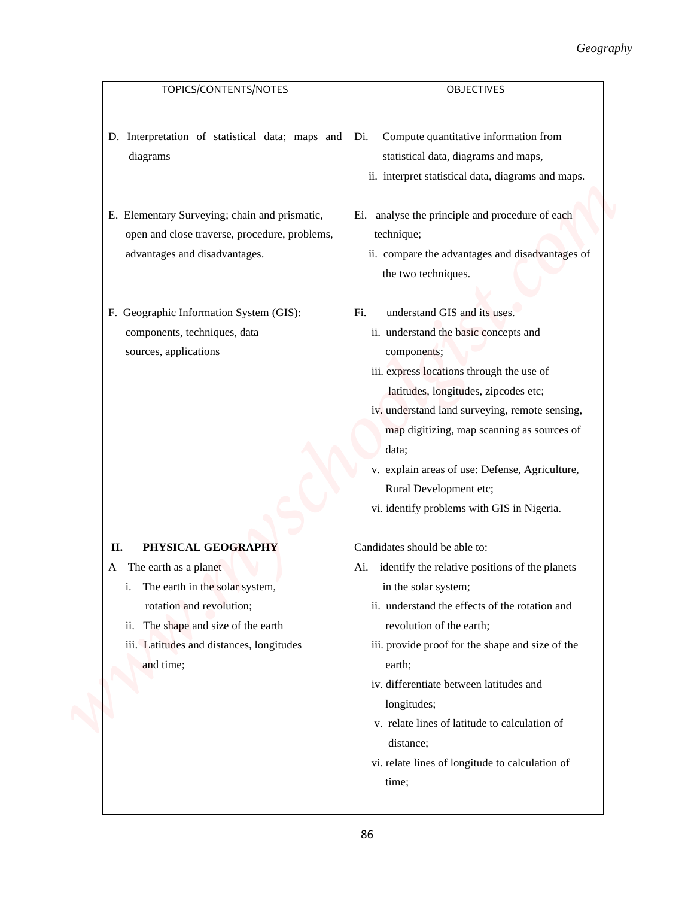| TOPICS/CONTENTS/NOTES | OBJECTIVES |
|---|---|
| D. Interpretation of statistical data; maps and diagrams | Di. Compute quantitative information from statistical data, diagrams and maps,<br>ii. interpret statistical data, diagrams and maps. |
| E. Elementary Surveying; chain and prismatic, open and close traverse, procedure, problems, advantages and disadvantages. | Ei. analyse the principle and procedure of each technique;<br>ii. compare the advantages and disadvantages of the two techniques. |
| F. Geographic Information System (GIS): components, techniques, data sources, applications | Fi. understand GIS and its uses.<br>ii. understand the basic concepts and components;<br>iii. express locations through the use of latitudes, longitudes, zipcodes etc;<br>iv. understand land surveying, remote sensing, map digitizing, map scanning as sources of data;<br>v. explain areas of use: Defense, Agriculture, Rural Development etc;<br>vi. identify problems with GIS in Nigeria. |
| **II. PHYSICAL GEOGRAPHY**<br>A The earth as a planet<br>i. The earth in the solar system, rotation and revolution;<br>ii. The shape and size of the earth<br>iii. Latitudes and distances, longitudes and time; | Candidates should be able to:<br>Ai. identify the relative positions of the planets in the solar system;<br>ii. understand the effects of the rotation and revolution of the earth;<br>iii. provide proof for the shape and size of the earth;<br>iv. differentiate between latitudes and longitudes;<br>v. relate lines of latitude to calculation of distance;<br>vi. relate lines of longitude to calculation of time; |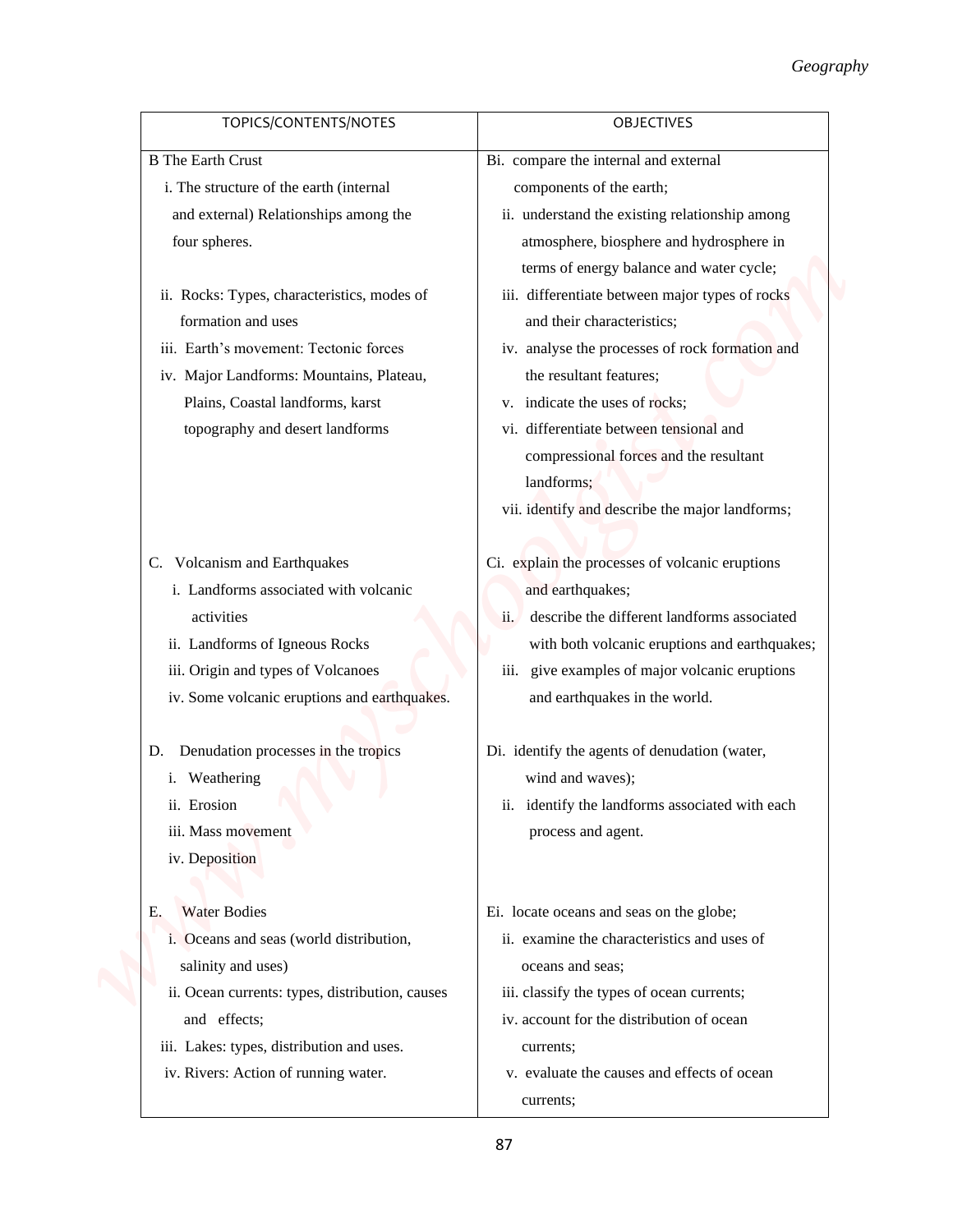| TOPICS/CONTENTS/NOTES | OBJECTIVES |
|---|---|
| B The Earth Crust<br>i. The structure of the earth (internal and external) Relationships among the four spheres.<br>ii. Rocks: Types, characteristics, modes of formation and uses<br>iii. Earth's movement: Tectonic forces<br>iv. Major Landforms: Mountains, Plateau, Plains, Coastal landforms, karst topography and desert landforms | Bi. compare the internal and external components of the earth;<br>ii. understand the existing relationship among atmosphere, biosphere and hydrosphere in terms of energy balance and water cycle;<br>iii. differentiate between major types of rocks and their characteristics;<br>iv. analyse the processes of rock formation and the resultant features;<br>v. indicate the uses of rocks;<br>vi. differentiate between tensional and compressional forces and the resultant landforms;<br>vii. identify and describe the major landforms; |
| C. Volcanism and Earthquakes<br>i. Landforms associated with volcanic activities<br>ii. Landforms of Igneous Rocks<br>iii. Origin and types of Volcanoes<br>iv. Some volcanic eruptions and earthquakes. | Ci. explain the processes of volcanic eruptions and earthquakes;<br>ii. describe the different landforms associated with both volcanic eruptions and earthquakes;<br>iii. give examples of major volcanic eruptions and earthquakes in the world. |
| D. Denudation processes in the tropics<br>i. Weathering<br>ii. Erosion<br>iii. Mass movement<br>iv. Deposition | Di. identify the agents of denudation (water, wind and waves);<br>ii. identify the landforms associated with each process and agent. |
| E. Water Bodies<br>i. Oceans and seas (world distribution, salinity and uses)<br>ii. Ocean currents: types, distribution, causes and effects;<br>iii. Lakes: types, distribution and uses.<br>iv. Rivers: Action of running water. | Ei. locate oceans and seas on the globe;<br>ii. examine the characteristics and uses of oceans and seas;<br>iii. classify the types of ocean currents;<br>iv. account for the distribution of ocean currents;<br>v. evaluate the causes and effects of ocean currents; |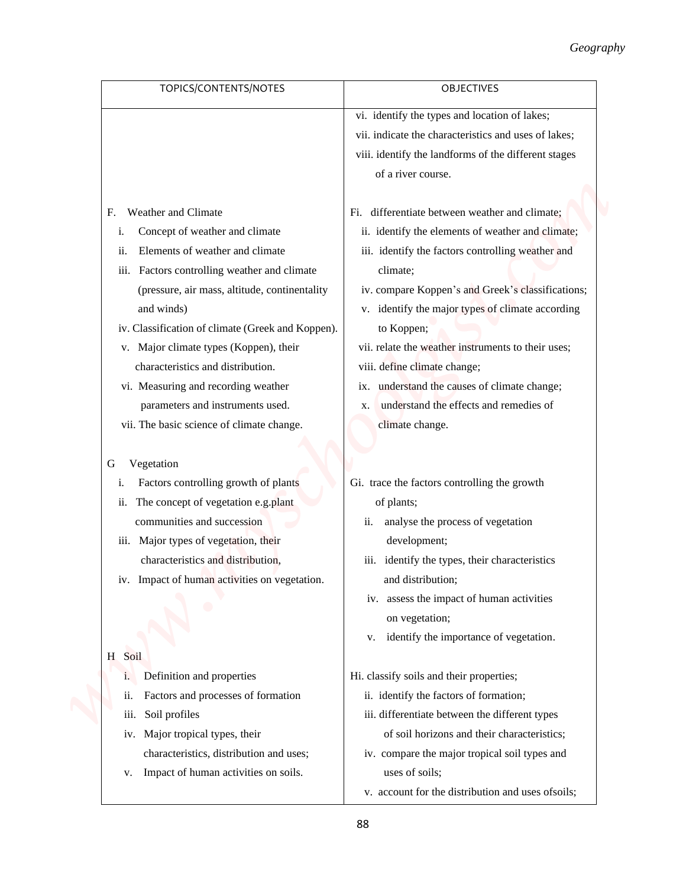| TOPICS/CONTENTS/NOTES | OBJECTIVES |
|---|---|
| | vi. identify the types and location of lakes;<br>vii. indicate the characteristics and uses of lakes;<br>viii. identify the landforms of the different stages of a river course. |
| F. Weather and Climate<br>i. Concept of weather and climate<br>ii. Elements of weather and climate<br>iii. Factors controlling weather and climate (pressure, air mass, altitude, continentality and winds)<br>iv. Classification of climate (Greek and Koppen).<br>v. Major climate types (Koppen), their characteristics and distribution.<br>vi. Measuring and recording weather parameters and instruments used.<br>vii. The basic science of climate change. | Fi. differentiate between weather and climate;<br>ii. identify the elements of weather and climate;<br>iii. identify the factors controlling weather and climate;<br>iv. compare Koppen's and Greek's classifications;<br>v. identify the major types of climate according to Koppen;<br>vii. relate the weather instruments to their uses;<br>viii. define climate change;<br>ix. understand the causes of climate change;<br>x. understand the effects and remedies of climate change. |
| G Vegetation<br>i. Factors controlling growth of plants<br>ii. The concept of vegetation e.g.plant communities and succession<br>iii. Major types of vegetation, their characteristics and distribution,<br>iv. Impact of human activities on vegetation. | Gi. trace the factors controlling the growth of plants;<br>ii. analyse the process of vegetation development;<br>iii. identify the types, their characteristics and distribution;<br>iv. assess the impact of human activities on vegetation;<br>v. identify the importance of vegetation. |
| H Soil<br>i. Definition and properties<br>ii. Factors and processes of formation<br>iii. Soil profiles<br>iv. Major tropical types, their characteristics, distribution and uses;<br>v. Impact of human activities on soils. | Hi. classify soils and their properties;<br>ii. identify the factors of formation;<br>iii. differentiate between the different types of soil horizons and their characteristics;<br>iv. compare the major tropical soil types and uses of soils;<br>v. account for the distribution and uses ofsoils; |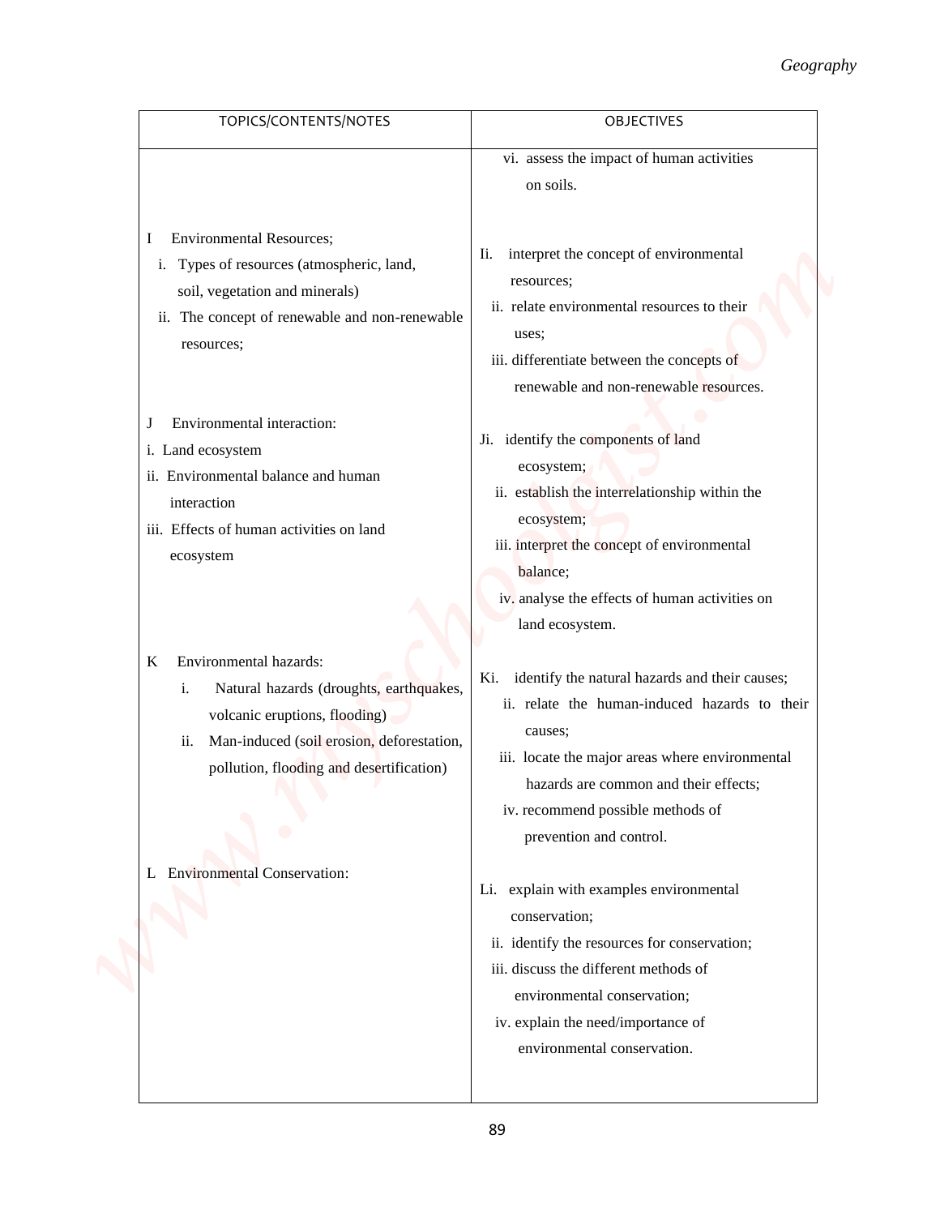| TOPICS/CONTENTS/NOTES | OBJECTIVES |
|---|---|
| | vi. assess the impact of human activities on soils. |
| I Environmental Resources;<br>i. Types of resources (atmospheric, land, soil, vegetation and minerals)<br>ii. The concept of renewable and non-renewable resources; | Ii. interpret the concept of environmental resources;<br>ii. relate environmental resources to their uses;<br>iii. differentiate between the concepts of renewable and non-renewable resources. |
| J Environmental interaction:<br>i. Land ecosystem<br>ii. Environmental balance and human interaction<br>iii. Effects of human activities on land ecosystem | Ji. identify the components of land ecosystem;<br>ii. establish the interrelationship within the ecosystem;<br>iii. interpret the concept of environmental balance;<br>iv. analyse the effects of human activities on land ecosystem. |
| K Environmental hazards:<br>i. Natural hazards (droughts, earthquakes, volcanic eruptions, flooding)<br>ii. Man-induced (soil erosion, deforestation, pollution, flooding and desertification) | Ki. identify the natural hazards and their causes;<br>ii. relate the human-induced hazards to their causes;<br>iii. locate the major areas where environmental hazards are common and their effects;<br>iv. recommend possible methods of prevention and control. |
| L Environmental Conservation: | Li. explain with examples environmental conservation;<br>ii. identify the resources for conservation;<br>iii. discuss the different methods of environmental conservation;<br>iv. explain the need/importance of environmental conservation. |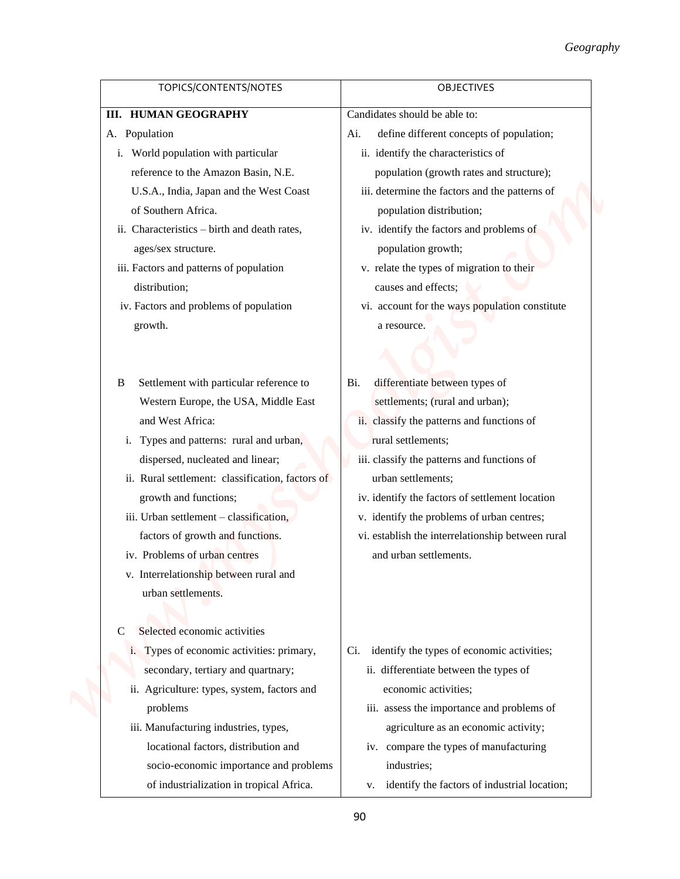| TOPICS/CONTENTS/NOTES | OBJECTIVES |
|---|---|
| **III. HUMAN GEOGRAPHY** | Candidates should be able to: |
| A. Population<br>i. World population with particular reference to the Amazon Basin, N.E. U.S.A., India, Japan and the West Coast of Southern Africa.<br>ii. Characteristics – birth and death rates, ages/sex structure.<br>iii. Factors and patterns of population distribution;<br>iv. Factors and problems of population growth. | Ai. define different concepts of population;<br>ii. identify the characteristics of population (growth rates and structure);<br>iii. determine the factors and the patterns of population distribution;<br>iv. identify the factors and problems of population growth;<br>v. relate the types of migration to their causes and effects;<br>vi. account for the ways population constitute a resource. |
| B Settlement with particular reference to Western Europe, the USA, Middle East and West Africa:<br>i. Types and patterns: rural and urban, dispersed, nucleated and linear;<br>ii. Rural settlement: classification, factors of growth and functions;<br>iii. Urban settlement – classification, factors of growth and functions.<br>iv. Problems of urban centres<br>v. Interrelationship between rural and urban settlements. | Bi. differentiate between types of settlements; (rural and urban);<br>ii. classify the patterns and functions of rural settlements;<br>iii. classify the patterns and functions of urban settlements;<br>iv. identify the factors of settlement location<br>v. identify the problems of urban centres;<br>vi. establish the interrelationship between rural and urban settlements. |
| C Selected economic activities<br>i. Types of economic activities: primary, secondary, tertiary and quartnary;<br>ii. Agriculture: types, system, factors and problems<br>iii. Manufacturing industries, types, locational factors, distribution and socio-economic importance and problems of industrialization in tropical Africa. | Ci. identify the types of economic activities;<br>ii. differentiate between the types of economic activities;<br>iii. assess the importance and problems of agriculture as an economic activity;<br>iv. compare the types of manufacturing industries;<br>v. identify the factors of industrial location; |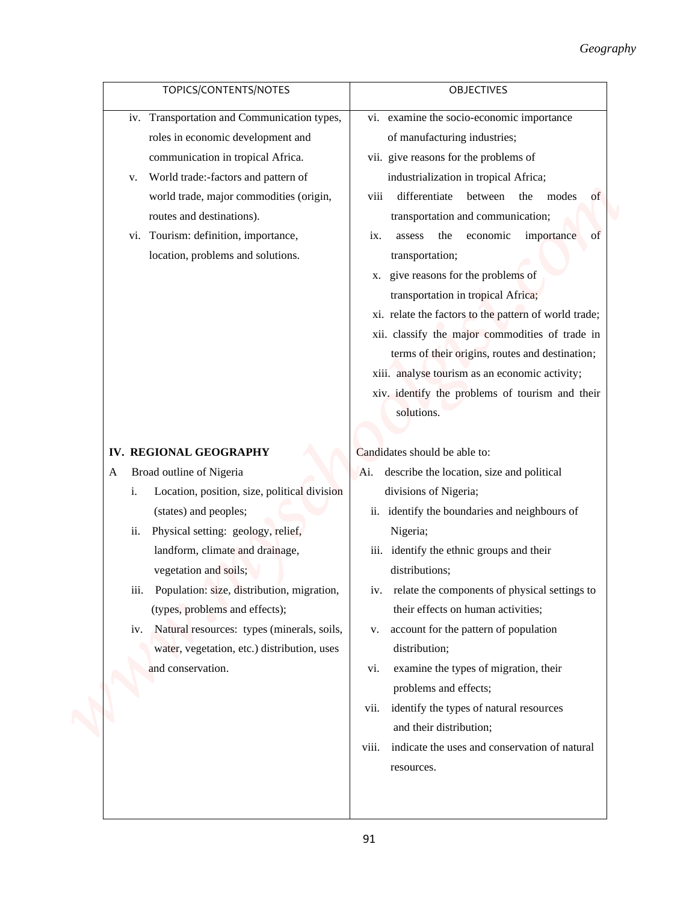| TOPICS/CONTENTS/NOTES | OBJECTIVES |
|---|---|
| iv. Transportation and Communication types, roles in economic development and communication in tropical Africa.<br>v. World trade:-factors and pattern of world trade, major commodities (origin, routes and destinations).<br>vi. Tourism: definition, importance, location, problems and solutions. | vi. examine the socio-economic importance of manufacturing industries;<br>vii. give reasons for the problems of industrialization in tropical Africa;<br>viii differentiate between the modes of transportation and communication;<br>ix. assess the economic importance of transportation;<br>x. give reasons for the problems of transportation in tropical Africa;<br>xi. relate the factors to the pattern of world trade;<br>xii. classify the major commodities of trade in terms of their origins, routes and destination;<br>xiii. analyse tourism as an economic activity;<br>xiv. identify the problems of tourism and their solutions. |
| **IV. REGIONAL GEOGRAPHY**<br>A Broad outline of Nigeria<br>i. Location, position, size, political division (states) and peoples;<br>ii. Physical setting: geology, relief, landform, climate and drainage, vegetation and soils;<br>iii. Population: size, distribution, migration, (types, problems and effects);<br>iv. Natural resources: types (minerals, soils, water, vegetation, etc.) distribution, uses and conservation. | Candidates should be able to:<br>Ai. describe the location, size and political divisions of Nigeria;<br>ii. identify the boundaries and neighbours of Nigeria;<br>iii. identify the ethnic groups and their distributions;<br>iv. relate the components of physical settings to their effects on human activities;<br>v. account for the pattern of population distribution;<br>vi. examine the types of migration, their problems and effects;<br>vii. identify the types of natural resources and their distribution;<br>viii. indicate the uses and conservation of natural resources. |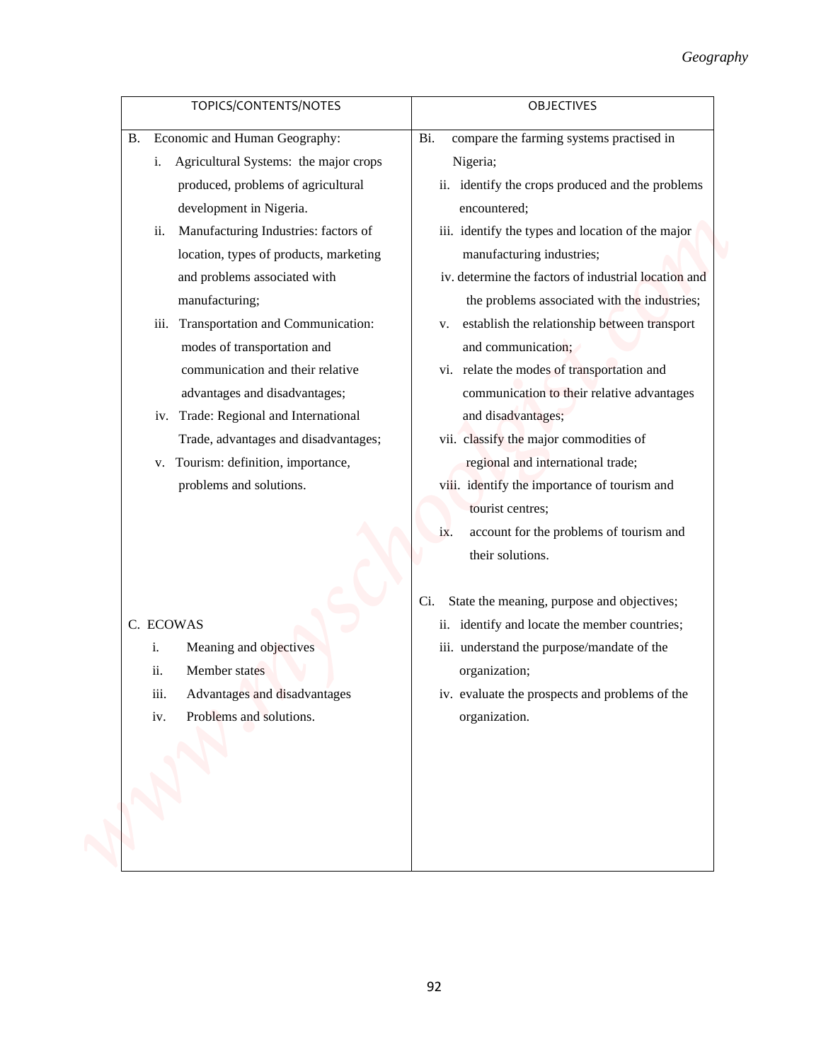| TOPICS/CONTENTS/NOTES | OBJECTIVES |
|---|---|
| B. Economic and Human Geography:<br>i. Agricultural Systems: the major crops produced, problems of agricultural development in Nigeria.<br>ii. Manufacturing Industries: factors of location, types of products, marketing and problems associated with manufacturing;<br>iii. Transportation and Communication: modes of transportation and communication and their relative advantages and disadvantages;<br>iv. Trade: Regional and International Trade, advantages and disadvantages;<br>v. Tourism: definition, importance, problems and solutions. | Bi. compare the farming systems practised in Nigeria;<br>ii. identify the crops produced and the problems encountered;<br>iii. identify the types and location of the major manufacturing industries;<br>iv. determine the factors of industrial location and the problems associated with the industries;<br>v. establish the relationship between transport and communication;<br>vi. relate the modes of transportation and communication to their relative advantages and disadvantages;<br>vii. classify the major commodities of regional and international trade;<br>viii. identify the importance of tourism and tourist centres;<br>ix. account for the problems of tourism and their solutions. |
| C. ECOWAS<br>i. Meaning and objectives<br>ii. Member states<br>iii. Advantages and disadvantages<br>iv. Problems and solutions. | Ci. State the meaning, purpose and objectives;<br>ii. identify and locate the member countries;<br>iii. understand the purpose/mandate of the organization;<br>iv. evaluate the prospects and problems of the organization. |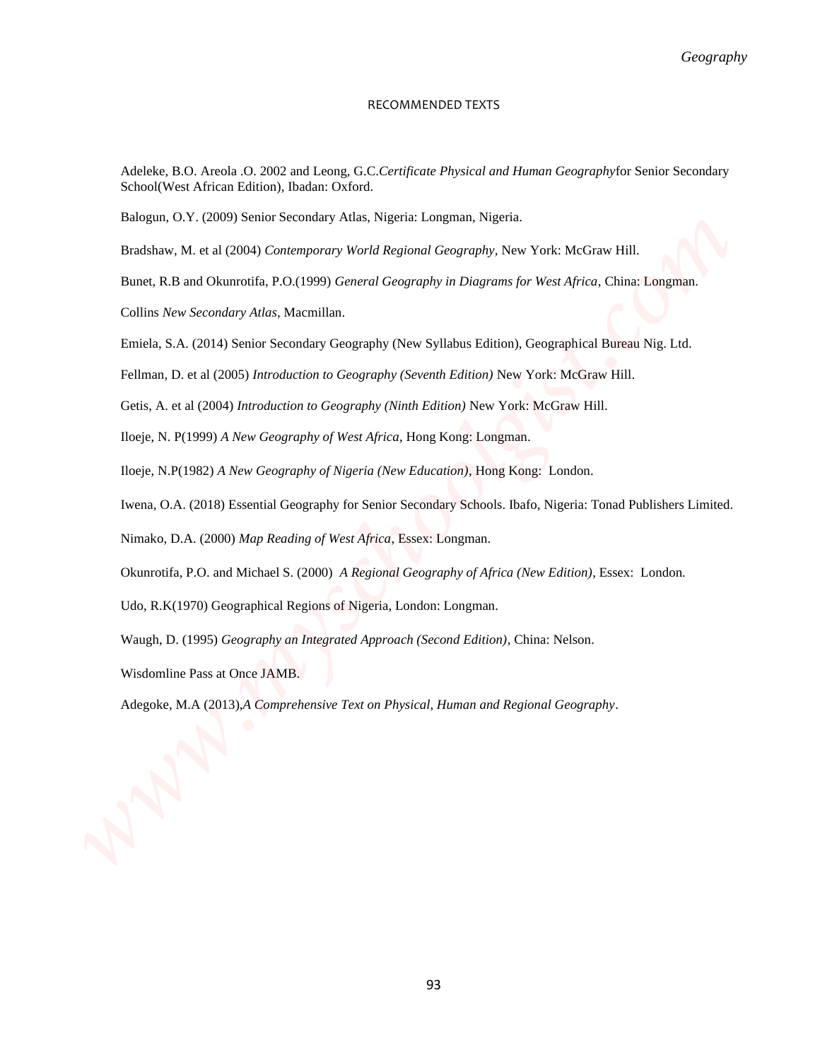## RECOMMENDED TEXTS

Adeleke, B.O. Areola .O. 2002 and Leong, G.C.*Certificate Physical and Human Geography*for Senior Secondary School(West African Edition), Ibadan: Oxford.

Balogun, O.Y. (2009) Senior Secondary Atlas, Nigeria: Longman, Nigeria.

Bradshaw, M. et al (2004) *Contemporary World Regional Geography*, New York: McGraw Hill.

Bunet, R.B and Okunrotifa, P.O.(1999) *General Geography in Diagrams for West Africa*, China: Longman.

Collins *New Secondary Atlas*, Macmillan.

Emiela, S.A. (2014) Senior Secondary Geography (New Syllabus Edition), Geographical Bureau Nig. Ltd.

Fellman, D. et al (2005) *Introduction to Geography (Seventh Edition)* New York: McGraw Hill.

Getis, A. et al (2004) *Introduction to Geography (Ninth Edition)* New York: McGraw Hill.

Iloeje, N. P(1999) *A New Geography of West Africa*, Hong Kong: Longman.

Iloeje, N.P(1982) *A New Geography of Nigeria (New Education)*, Hong Kong: London.

Iwena, O.A. (2018) Essential Geography for Senior Secondary Schools. Ibafo, Nigeria: Tonad Publishers Limited.

Nimako, D.A. (2000) *Map Reading of West Africa*, Essex: Longman.

Okunrotifa, P.O. and Michael S. (2000) *A Regional Geography of Africa (New Edition)*, Essex: London.

Udo, R.K(1970) Geographical Regions of Nigeria, London: Longman.

Waugh, D. (1995) *Geography an Integrated Approach (Second Edition)*, China: Nelson.

Wisdomline Pass at Once JAMB.

Adegoke, M.A (2013),*A Comprehensive Text on Physical, Human and Regional Geography*.